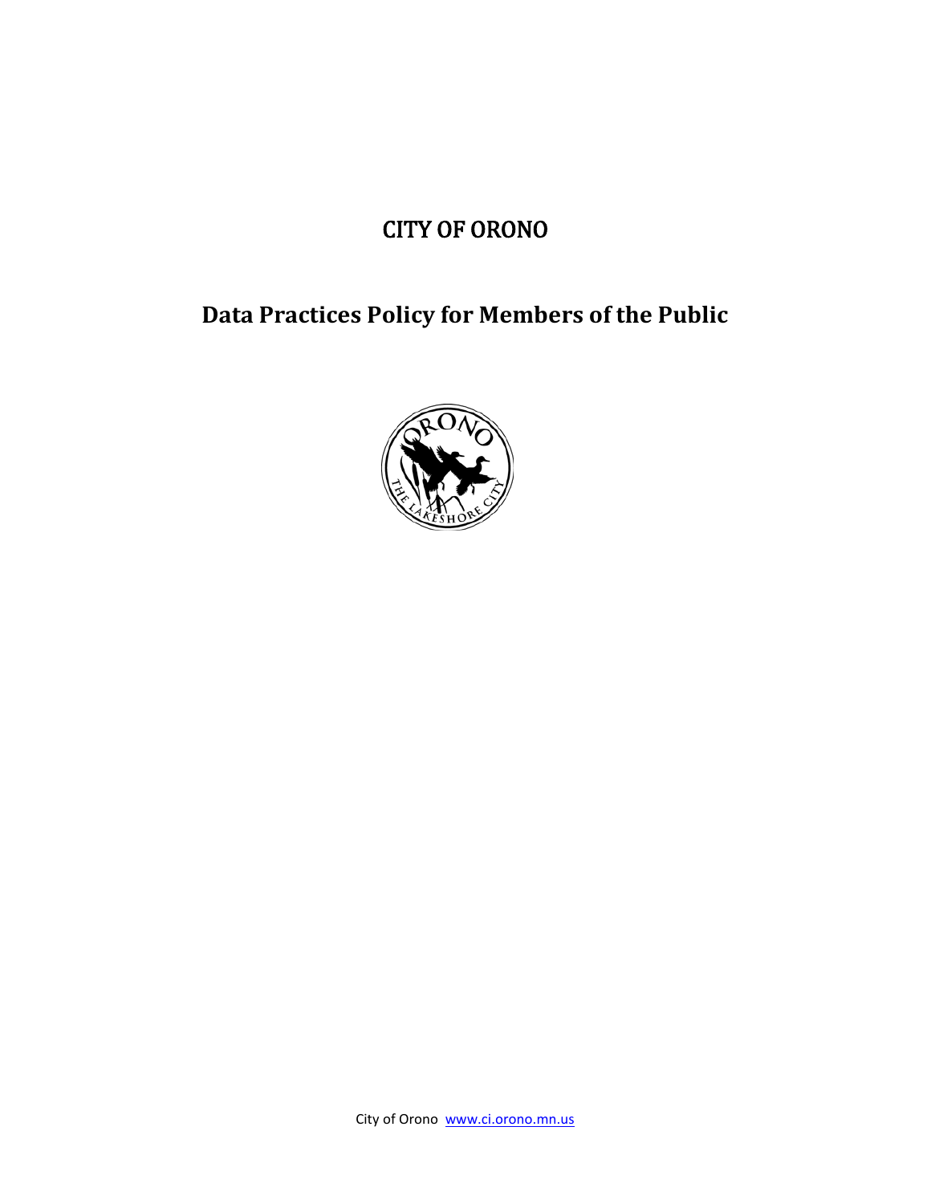# CITY OF ORONO

## Data Practices Policy for Members of the Public

City of Orono www.ci.orono.mn.us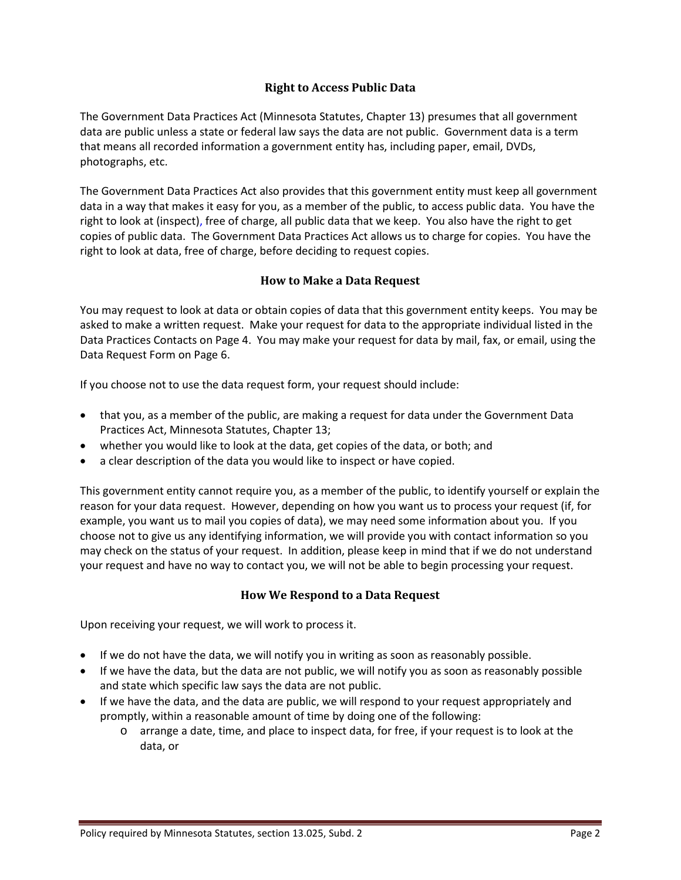## Right to Access Public Data

The Government Data Practices Act (Minnesota Statutes, Chapter 13) presumes that all government data are public unless a state or federal law says the data are not public. Government data is a term that means all recorded information a government entity has, including paper, email, DVDs, photographs, etc.

The Government Data Practices Act also provides that this government entity must keep all government data in a way that makes it easy for you, as a member of the public, to access public data. You have the right to look at (inspect), free of charge, all public data that we keep. You also have the right to get copies of public data. The Government Data Practices Act allows us to charge for copies. You have the right to look at data, free of charge, before deciding to request copies.

## How to Make a Data Request

You may request to look at data or obtain copies of data that this government entity keeps. You may be asked to make a written request. Make your request for data to the appropriate individual listed in the Data Practices Contacts on Page 4. You may make your request for data by mail, fax, or email, using the Data Request Form on Page 6.

If you choose not to use the data request form, your request should include:

- that you, as a member of the public, are making a request for data under the Government Data Practices Act, Minnesota Statutes, Chapter 13;
- whether you would like to look at the data, get copies of the data, or both; and
- a clear description of the data you would like to inspect or have copied.

This government entity cannot require you, as a member of the public, to identify yourself or explain the reason for your data request. However, depending on how you want us to process your request (if, for example, you want us to mail you copies of data), we may need some information about you. If you choose not to give us any identifying information, we will provide you with contact information so you may check on the status of your request. In addition, please keep in mind that if we do not understand your request and have no way to contact you, we will not be able to begin processing your request.

## How We Respond to a Data Request

Upon receiving your request, we will work to process it.

- If we do not have the data, we will notify you in writing as soon as reasonably possible.
- If we have the data, but the data are not public, we will notify you as soon as reasonably possible and state which specific law says the data are not public.
- If we have the data, and the data are public, we will respond to your request appropriately and promptly, within a reasonable amount of time by doing one of the following:
  - arrange a date, time, and place to inspect data, for free, if your request is to look at the data, or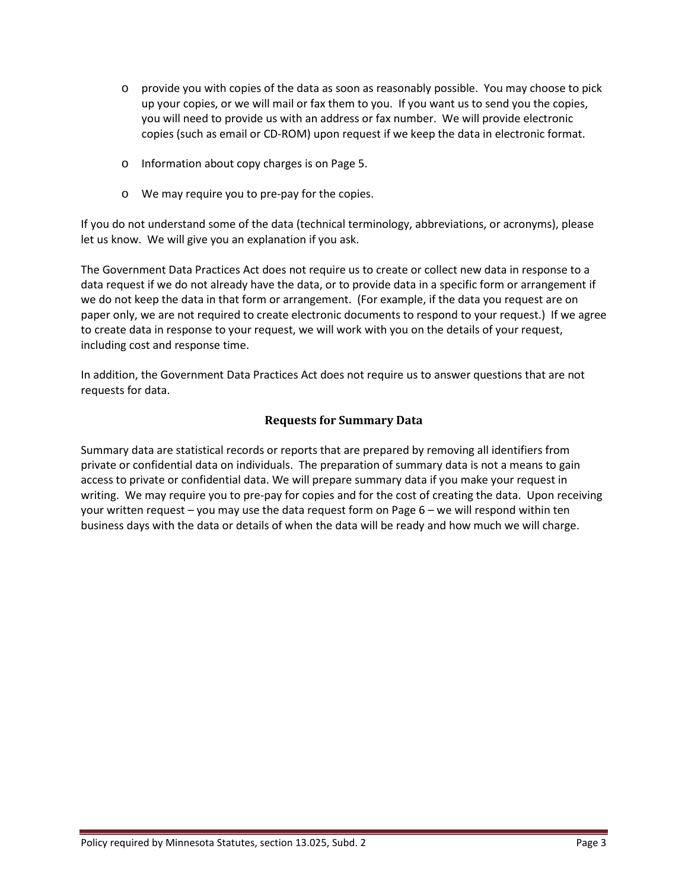- provide you with copies of the data as soon as reasonably possible. You may choose to pick up your copies, or we will mail or fax them to you. If you want us to send you the copies, you will need to provide us with an address or fax number. We will provide electronic copies (such as email or CD-ROM) upon request if we keep the data in electronic format.
- Information about copy charges is on Page 5.
- We may require you to pre-pay for the copies.

If you do not understand some of the data (technical terminology, abbreviations, or acronyms), please let us know. We will give you an explanation if you ask.

The Government Data Practices Act does not require us to create or collect new data in response to a data request if we do not already have the data, or to provide data in a specific form or arrangement if we do not keep the data in that form or arrangement. (For example, if the data you request are on paper only, we are not required to create electronic documents to respond to your request.) If we agree to create data in response to your request, we will work with you on the details of your request, including cost and response time.

In addition, the Government Data Practices Act does not require us to answer questions that are not requests for data.

## Requests for Summary Data

Summary data are statistical records or reports that are prepared by removing all identifiers from private or confidential data on individuals. The preparation of summary data is not a means to gain access to private or confidential data. We will prepare summary data if you make your request in writing. We may require you to pre-pay for copies and for the cost of creating the data. Upon receiving your written request – you may use the data request form on Page 6 – we will respond within ten business days with the data or details of when the data will be ready and how much we will charge.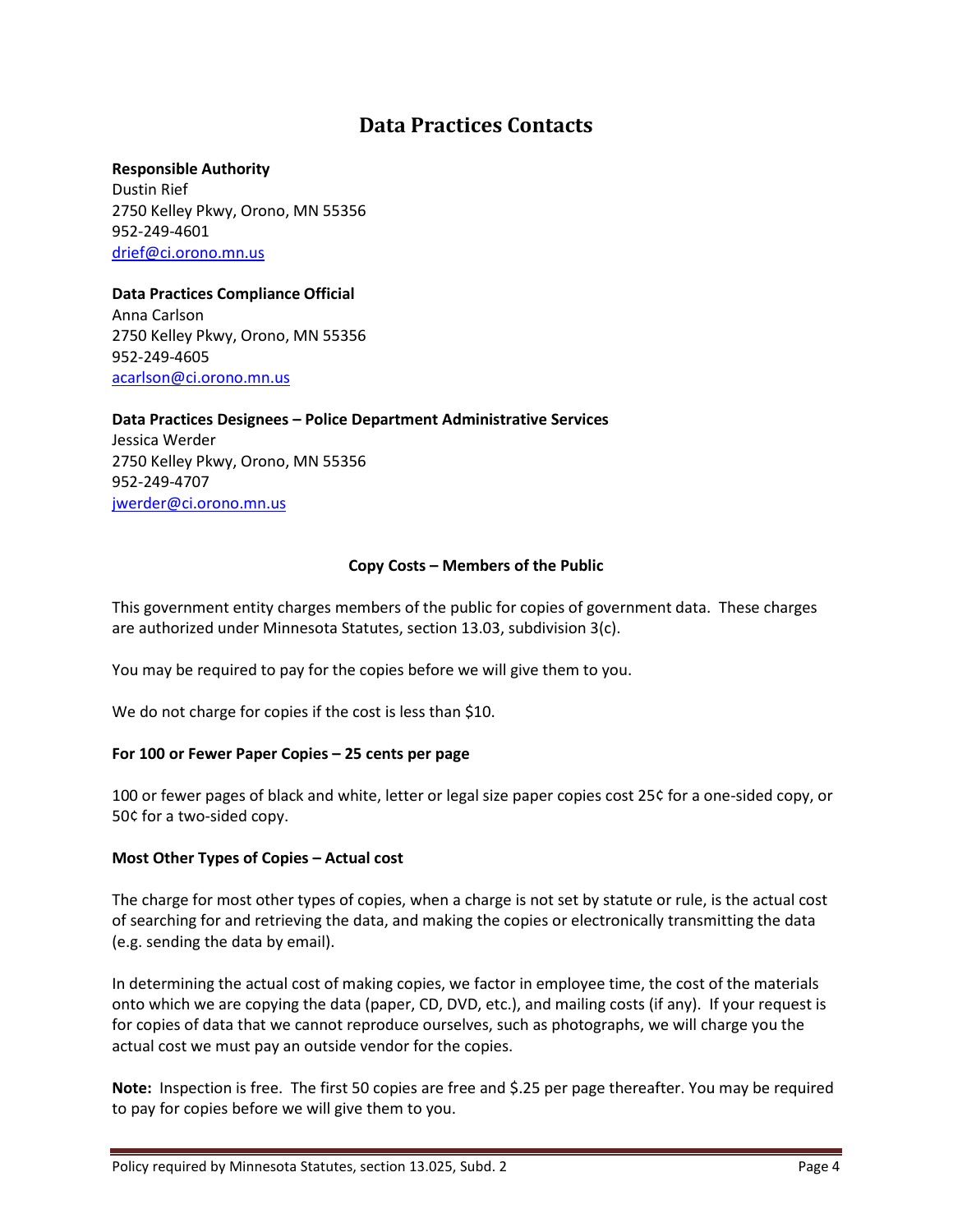# Data Practices Contacts

**Responsible Authority**
Dustin Rief
2750 Kelley Pkwy, Orono, MN 55356
952-249-4601
drief@ci.orono.mn.us

**Data Practices Compliance Official**
Anna Carlson
2750 Kelley Pkwy, Orono, MN 55356
952-249-4605
acarlson@ci.orono.mn.us

**Data Practices Designees – Police Department Administrative Services**
Jessica Werder
2750 Kelley Pkwy, Orono, MN 55356
952-249-4707
jwerder@ci.orono.mn.us

## Copy Costs – Members of the Public

This government entity charges members of the public for copies of government data. These charges are authorized under Minnesota Statutes, section 13.03, subdivision 3(c).

You may be required to pay for the copies before we will give them to you.

We do not charge for copies if the cost is less than $10.

**For 100 or Fewer Paper Copies – 25 cents per page**

100 or fewer pages of black and white, letter or legal size paper copies cost 25¢ for a one-sided copy, or 50¢ for a two-sided copy.

**Most Other Types of Copies – Actual cost**

The charge for most other types of copies, when a charge is not set by statute or rule, is the actual cost of searching for and retrieving the data, and making the copies or electronically transmitting the data (e.g. sending the data by email).

In determining the actual cost of making copies, we factor in employee time, the cost of the materials onto which we are copying the data (paper, CD, DVD, etc.), and mailing costs (if any). If your request is for copies of data that we cannot reproduce ourselves, such as photographs, we will charge you the actual cost we must pay an outside vendor for the copies.

**Note:** Inspection is free. The first 50 copies are free and $.25 per page thereafter. You may be required to pay for copies before we will give them to you.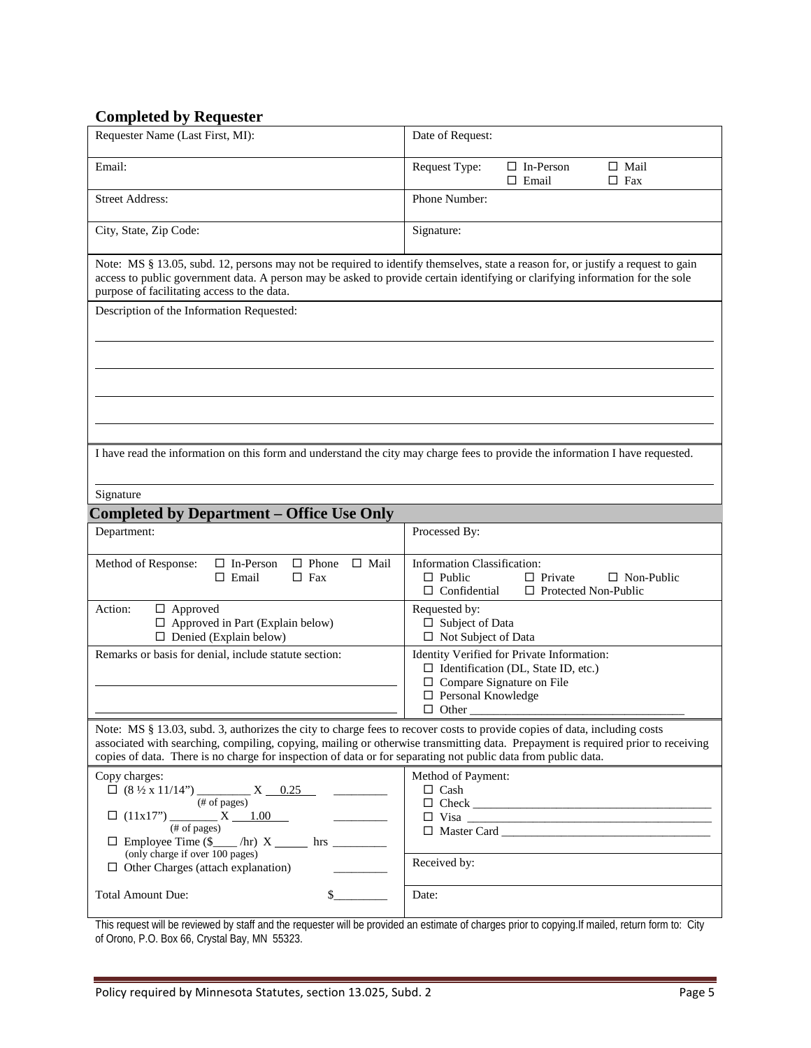## Completed by Requester

| | |
|---|---|
| Requester Name (Last First, MI): | Date of Request: |
| Email: | Request Type: ☐ In-Person ☐ Mail ☐ Email ☐ Fax |
| Street Address: | Phone Number: |
| City, State, Zip Code: | Signature: |

Note: MS § 13.05, subd. 12, persons may not be required to identify themselves, state a reason for, or justify a request to gain access to public government data. A person may be asked to provide certain identifying or clarifying information for the sole purpose of facilitating access to the data.

Description of the Information Requested:

\_\_\_\_\_\_\_\_\_\_\_\_\_\_\_\_\_\_\_\_\_\_\_\_\_\_\_\_\_\_\_\_\_\_\_\_\_\_\_\_\_\_\_\_\_\_\_\_\_\_\_\_\_\_\_\_\_\_\_\_

\_\_\_\_\_\_\_\_\_\_\_\_\_\_\_\_\_\_\_\_\_\_\_\_\_\_\_\_\_\_\_\_\_\_\_\_\_\_\_\_\_\_\_\_\_\_\_\_\_\_\_\_\_\_\_\_\_\_\_\_

\_\_\_\_\_\_\_\_\_\_\_\_\_\_\_\_\_\_\_\_\_\_\_\_\_\_\_\_\_\_\_\_\_\_\_\_\_\_\_\_\_\_\_\_\_\_\_\_\_\_\_\_\_\_\_\_\_\_\_\_

\_\_\_\_\_\_\_\_\_\_\_\_\_\_\_\_\_\_\_\_\_\_\_\_\_\_\_\_\_\_\_\_\_\_\_\_\_\_\_\_\_\_\_\_\_\_\_\_\_\_\_\_\_\_\_\_\_\_\_\_

I have read the information on this form and understand the city may charge fees to provide the information I have requested.

\_\_\_\_\_\_\_\_\_\_\_\_\_\_\_\_\_\_\_\_\_\_\_\_\_\_\_\_\_\_\_\_\_\_\_\_\_\_\_\_\_\_\_\_\_\_\_\_\_\_\_\_\_\_\_\_\_\_\_\_

Signature

## Completed by Department – Office Use Only

| | |
|---|---|
| Department: | Processed By: |
| Method of Response: ☐ In-Person ☐ Phone ☐ Mail ☐ Email ☐ Fax | Information Classification: ☐ Public ☐ Private ☐ Non-Public ☐ Confidential ☐ Protected Non-Public |
| Action: ☐ Approved ☐ Approved in Part (Explain below) ☐ Denied (Explain below) | Requested by: ☐ Subject of Data ☐ Not Subject of Data |
| Remarks or basis for denial, include statute section: \_\_\_\_\_\_\_\_\_\_ \_\_\_\_\_\_\_\_\_\_ | Identity Verified for Private Information: ☐ Identification (DL, State ID, etc.) ☐ Compare Signature on File ☐ Personal Knowledge ☐ Other \_\_\_\_\_\_\_\_\_\_ |

Note: MS § 13.03, subd. 3, authorizes the city to charge fees to recover costs to provide copies of data, including costs associated with searching, compiling, copying, mailing or otherwise transmitting data. Prepayment is required prior to receiving copies of data. There is no charge for inspection of data or for separating not public data from public data.

| | |
|---|---|
| Copy charges:<br>☐ (8 ½ x 11/14") \_\_\_\_\_\_\_\_ X 0.25 \_\_\_\_\_\_\_\_ (# of pages)<br>☐ (11x17") \_\_\_\_\_\_\_\_ X 1.00 \_\_\_\_\_\_\_\_ (# of pages)<br>☐ Employee Time ($\_\_\_\_ /hr) X \_\_\_\_\_ hrs \_\_\_\_\_\_\_\_ (only charge if over 100 pages)<br>☐ Other Charges (attach explanation) \_\_\_\_\_\_\_\_ | Method of Payment:<br>☐ Cash<br>☐ Check \_\_\_\_\_\_\_\_\_\_<br>☐ Visa \_\_\_\_\_\_\_\_\_\_<br>☐ Master Card \_\_\_\_\_\_\_\_\_\_<br><br>Received by: |
| Total Amount Due: $\_\_\_\_\_\_\_\_ | Date: |

This request will be reviewed by staff and the requester will be provided an estimate of charges prior to copying.If mailed, return form to: City of Orono, P.O. Box 66, Crystal Bay, MN 55323.